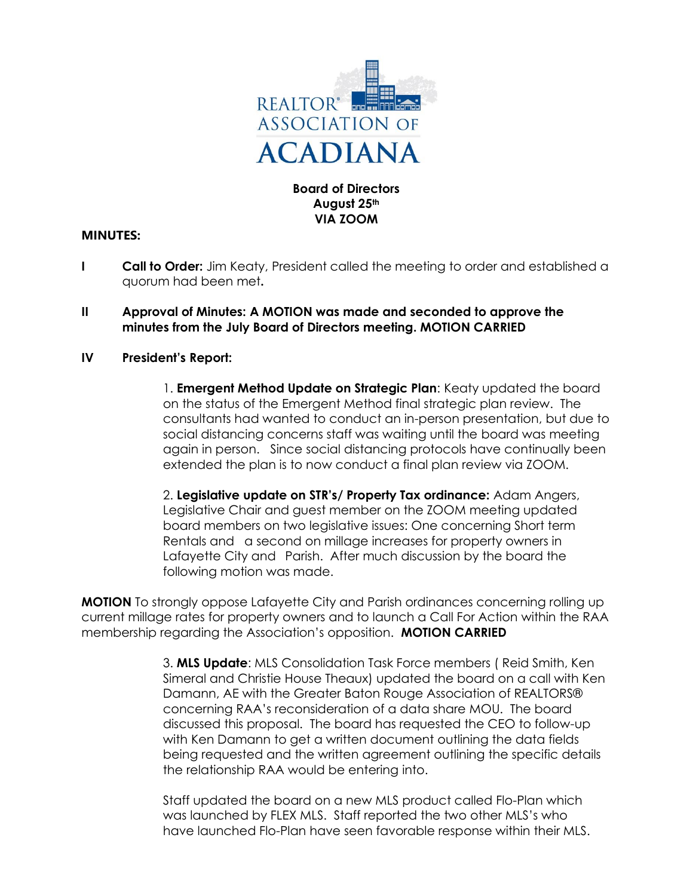REALTOR® ASSOCIATION OF ACADIANA

**Board of Directors**
**August 25th**
**VIA ZOOM**

**MINUTES:**

**I** **Call to Order:** Jim Keaty, President called the meeting to order and established a quorum had been met**.**

**II** **Approval of Minutes: A MOTION was made and seconded to approve the minutes from the July Board of Directors meeting. MOTION CARRIED**

**IV** **President's Report:**

1. **Emergent Method Update on Strategic Plan**: Keaty updated the board on the status of the Emergent Method final strategic plan review. The consultants had wanted to conduct an in-person presentation, but due to social distancing concerns staff was waiting until the board was meeting again in person. Since social distancing protocols have continually been extended the plan is to now conduct a final plan review via ZOOM.

2. **Legislative update on STR's/ Property Tax ordinance:** Adam Angers, Legislative Chair and guest member on the ZOOM meeting updated board members on two legislative issues: One concerning Short term Rentals and a second on millage increases for property owners in Lafayette City and Parish. After much discussion by the board the following motion was made.

**MOTION** To strongly oppose Lafayette City and Parish ordinances concerning rolling up current millage rates for property owners and to launch a Call For Action within the RAA membership regarding the Association's opposition. **MOTION CARRIED**

3. **MLS Update**: MLS Consolidation Task Force members ( Reid Smith, Ken Simeral and Christie House Theaux) updated the board on a call with Ken Damann, AE with the Greater Baton Rouge Association of REALTORS® concerning RAA's reconsideration of a data share MOU. The board discussed this proposal. The board has requested the CEO to follow-up with Ken Damann to get a written document outlining the data fields being requested and the written agreement outlining the specific details the relationship RAA would be entering into.

Staff updated the board on a new MLS product called Flo-Plan which was launched by FLEX MLS. Staff reported the two other MLS's who have launched Flo-Plan have seen favorable response within their MLS.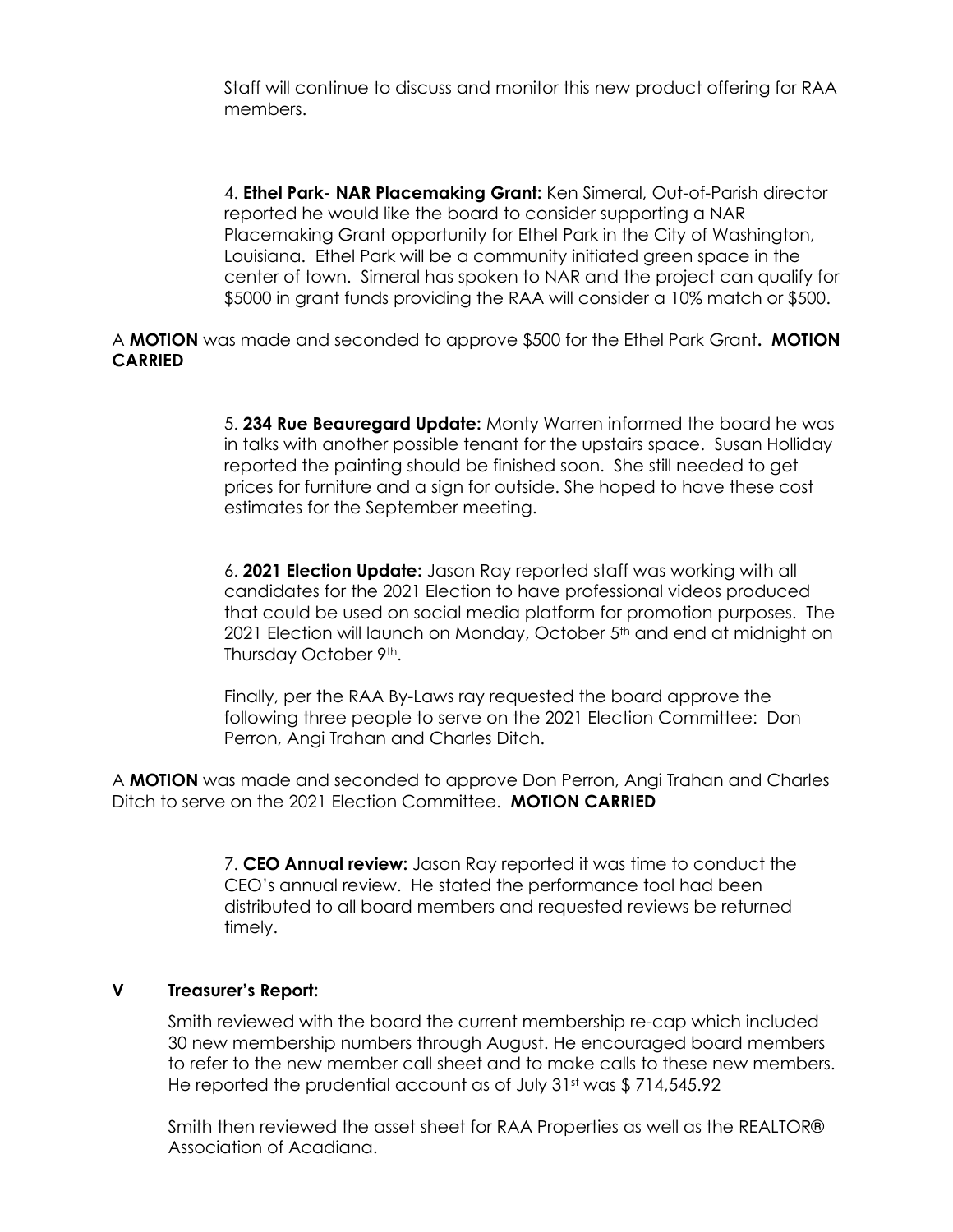Staff will continue to discuss and monitor this new product offering for RAA members.

4. **Ethel Park- NAR Placemaking Grant:** Ken Simeral, Out-of-Parish director reported he would like the board to consider supporting a NAR Placemaking Grant opportunity for Ethel Park in the City of Washington, Louisiana. Ethel Park will be a community initiated green space in the center of town. Simeral has spoken to NAR and the project can qualify for $5000 in grant funds providing the RAA will consider a 10% match or $500.

A **MOTION** was made and seconded to approve $500 for the Ethel Park Grant**. MOTION CARRIED**

5. **234 Rue Beauregard Update:** Monty Warren informed the board he was in talks with another possible tenant for the upstairs space. Susan Holliday reported the painting should be finished soon. She still needed to get prices for furniture and a sign for outside. She hoped to have these cost estimates for the September meeting.

6. **2021 Election Update:** Jason Ray reported staff was working with all candidates for the 2021 Election to have professional videos produced that could be used on social media platform for promotion purposes. The 2021 Election will launch on Monday, October 5th and end at midnight on Thursday October 9th.

Finally, per the RAA By-Laws ray requested the board approve the following three people to serve on the 2021 Election Committee: Don Perron, Angi Trahan and Charles Ditch.

A **MOTION** was made and seconded to approve Don Perron, Angi Trahan and Charles Ditch to serve on the 2021 Election Committee. **MOTION CARRIED**

7. **CEO Annual review:** Jason Ray reported it was time to conduct the CEO's annual review. He stated the performance tool had been distributed to all board members and requested reviews be returned timely.

## V Treasurer's Report:

Smith reviewed with the board the current membership re-cap which included 30 new membership numbers through August. He encouraged board members to refer to the new member call sheet and to make calls to these new members. He reported the prudential account as of July 31st was $ 714,545.92

Smith then reviewed the asset sheet for RAA Properties as well as the REALTOR® Association of Acadiana.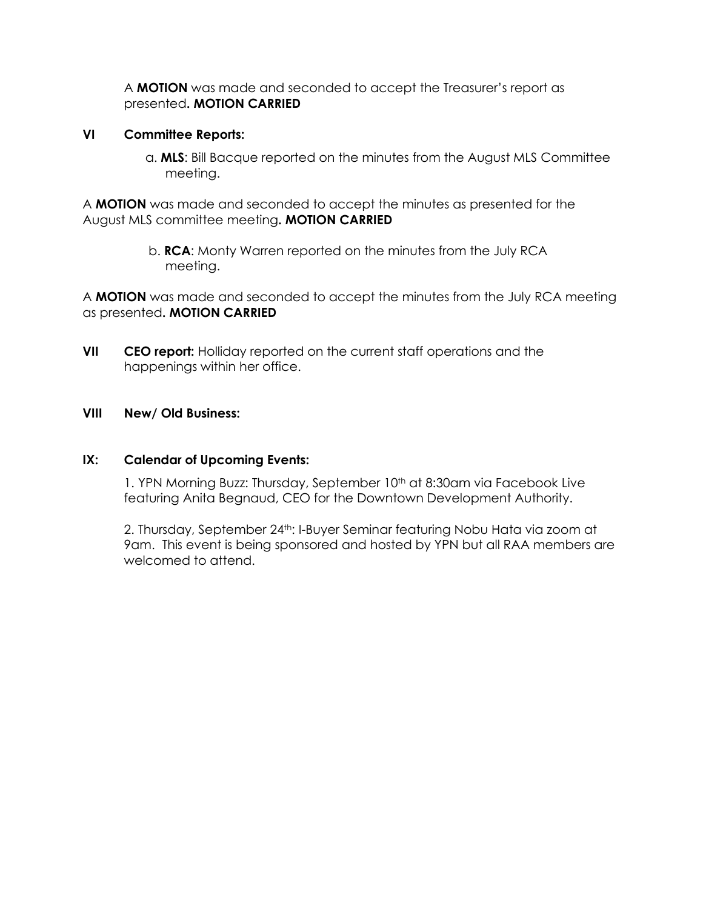A **MOTION** was made and seconded to accept the Treasurer's report as presented**. MOTION CARRIED**

**VI Committee Reports:**

a. **MLS**: Bill Bacque reported on the minutes from the August MLS Committee meeting.

A **MOTION** was made and seconded to accept the minutes as presented for the August MLS committee meeting**. MOTION CARRIED**

b. **RCA**: Monty Warren reported on the minutes from the July RCA meeting.

A **MOTION** was made and seconded to accept the minutes from the July RCA meeting as presented**. MOTION CARRIED**

**VII CEO report:** Holliday reported on the current staff operations and the happenings within her office.

**VIII New/ Old Business:**

**IX: Calendar of Upcoming Events:**

1. YPN Morning Buzz: Thursday, September 10th at 8:30am via Facebook Live featuring Anita Begnaud, CEO for the Downtown Development Authority.

2. Thursday, September 24th: I-Buyer Seminar featuring Nobu Hata via zoom at 9am. This event is being sponsored and hosted by YPN but all RAA members are welcomed to attend.